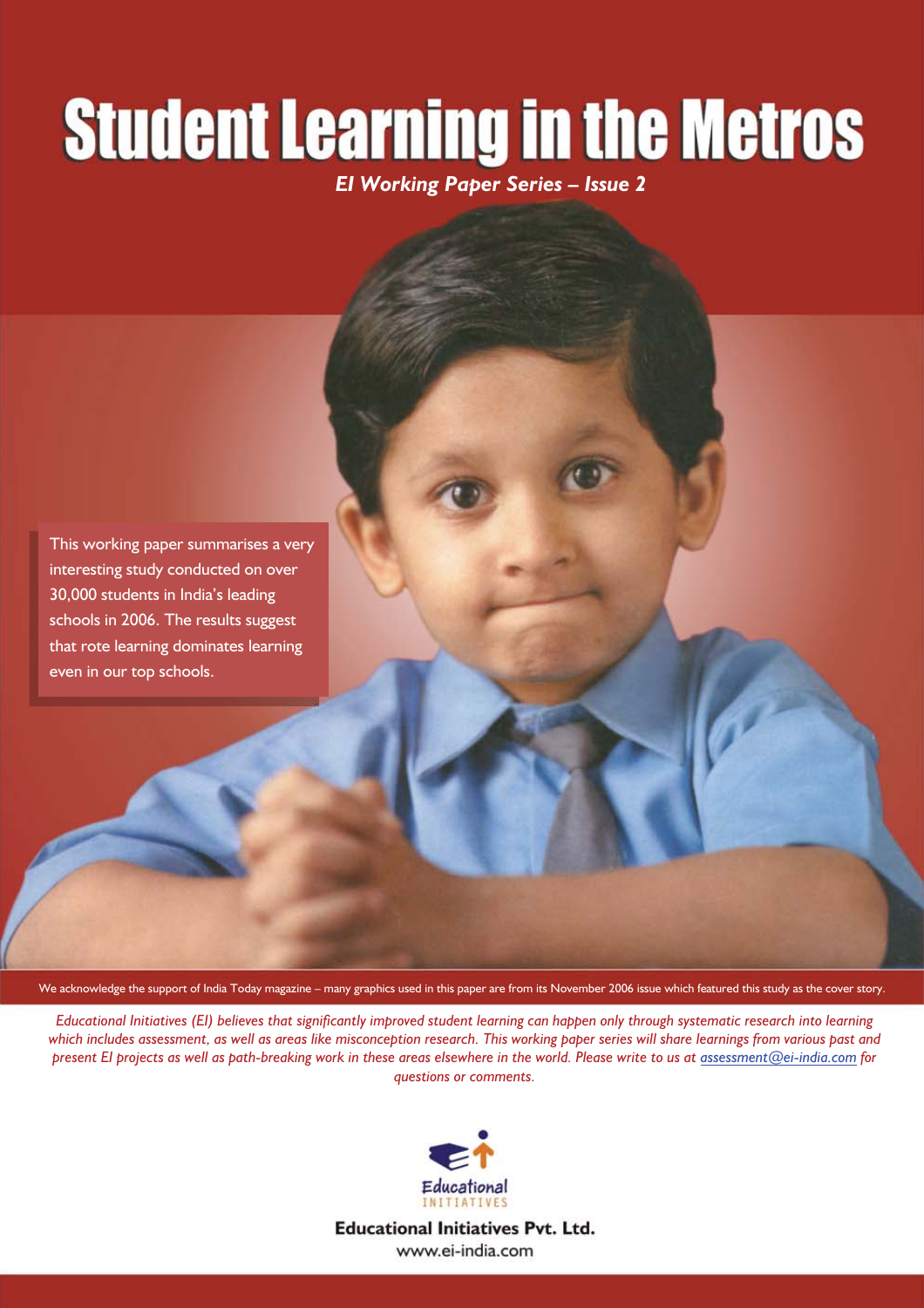# Student Learning in the Metros

***EI Working Paper Series – Issue 2***

This working paper summarises a very interesting study conducted on over 30,000 students in India's leading schools in 2006. The results suggest that rote learning dominates learning even in our top schools.

We acknowledge the support of India Today magazine – many graphics used in this paper are from its November 2006 issue which featured this study as the cover story.

*Educational Initiatives (EI) believes that significantly improved student learning can happen only through systematic research into learning which includes assessment, as well as areas like misconception research. This working paper series will share learnings from various past and present EI projects as well as path-breaking work in these areas elsewhere in the world. Please write to us at assessment@ei-india.com for questions or comments.*

Educational INITIATIVES

**Educational Initiatives Pvt. Ltd.**

www.ei-india.com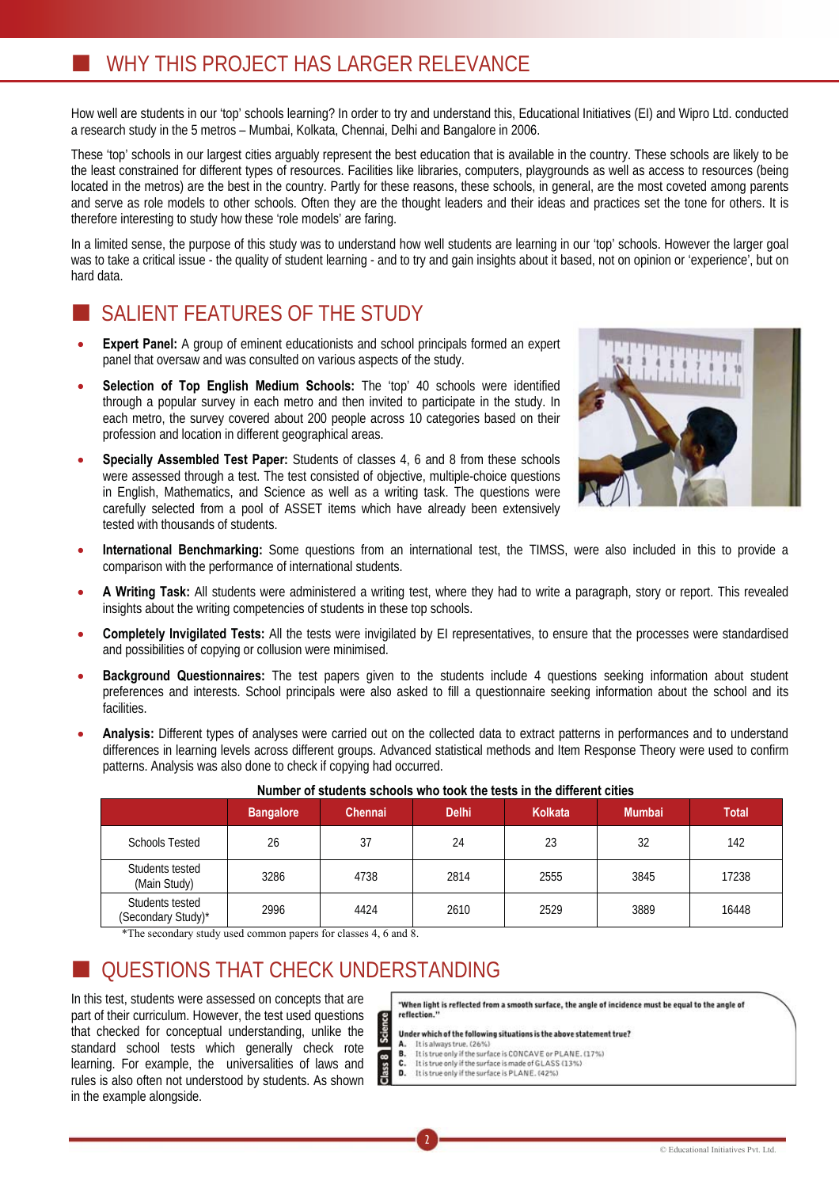## WHY THIS PROJECT HAS LARGER RELEVANCE

How well are students in our 'top' schools learning? In order to try and understand this, Educational Initiatives (EI) and Wipro Ltd. conducted a research study in the 5 metros – Mumbai, Kolkata, Chennai, Delhi and Bangalore in 2006.

These 'top' schools in our largest cities arguably represent the best education that is available in the country. These schools are likely to be the least constrained for different types of resources. Facilities like libraries, computers, playgrounds as well as access to resources (being located in the metros) are the best in the country. Partly for these reasons, these schools, in general, are the most coveted among parents and serve as role models to other schools. Often they are the thought leaders and their ideas and practices set the tone for others. It is therefore interesting to study how these 'role models' are faring.

In a limited sense, the purpose of this study was to understand how well students are learning in our 'top' schools. However the larger goal was to take a critical issue - the quality of student learning - and to try and gain insights about it based, not on opinion or 'experience', but on hard data.

## SALIENT FEATURES OF THE STUDY

- **Expert Panel:** A group of eminent educationists and school principals formed an expert panel that oversaw and was consulted on various aspects of the study.
- **Selection of Top English Medium Schools:** The 'top' 40 schools were identified through a popular survey in each metro and then invited to participate in the study. In each metro, the survey covered about 200 people across 10 categories based on their profession and location in different geographical areas.
- **Specially Assembled Test Paper:** Students of classes 4, 6 and 8 from these schools were assessed through a test. The test consisted of objective, multiple-choice questions in English, Mathematics, and Science as well as a writing task. The questions were carefully selected from a pool of ASSET items which have already been extensively tested with thousands of students.
- **International Benchmarking:** Some questions from an international test, the TIMSS, were also included in this to provide a comparison with the performance of international students.
- **A Writing Task:** All students were administered a writing test, where they had to write a paragraph, story or report. This revealed insights about the writing competencies of students in these top schools.
- **Completely Invigilated Tests:** All the tests were invigilated by EI representatives, to ensure that the processes were standardised and possibilities of copying or collusion were minimised.
- **Background Questionnaires:** The test papers given to the students include 4 questions seeking information about student preferences and interests. School principals were also asked to fill a questionnaire seeking information about the school and its facilities.
- **Analysis:** Different types of analyses were carried out on the collected data to extract patterns in performances and to understand differences in learning levels across different groups. Advanced statistical methods and Item Response Theory were used to confirm patterns. Analysis was also done to check if copying had occurred.

**Number of students schools who took the tests in the different cities**

| | Bangalore | Chennai | Delhi | Kolkata | Mumbai | Total |
|---|---|---|---|---|---|---|
| Schools Tested | 26 | 37 | 24 | 23 | 32 | 142 |
| Students tested (Main Study) | 3286 | 4738 | 2814 | 2555 | 3845 | 17238 |
| Students tested (Secondary Study)* | 2996 | 4424 | 2610 | 2529 | 3889 | 16448 |

*The secondary study used common papers for classes 4, 6 and 8.

## QUESTIONS THAT CHECK UNDERSTANDING

In this test, students were assessed on concepts that are part of their curriculum. However, the test used questions that checked for conceptual understanding, unlike the standard school tests which generally check rote learning. For example, the universalities of laws and rules is also often not understood by students. As shown in the example alongside.

**Class 8 Science**

"When light is reflected from a smooth surface, the angle of incidence must be equal to the angle of reflection."

Under which of the following situations is the above statement true?

A. It is always true. (26%)
B. It is true only if the surface is CONCAVE or PLANE. (17%)
C. It is true only if the surface is made of GLASS (13%)
D. It is true only if the surface is PLANE. (42%)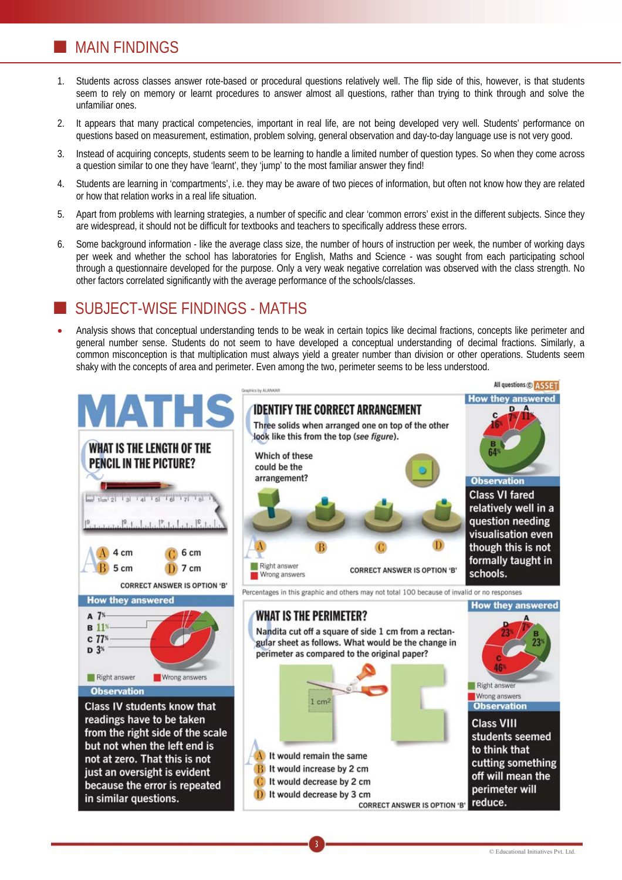## MAIN FINDINGS

1. Students across classes answer rote-based or procedural questions relatively well. The flip side of this, however, is that students seem to rely on memory or learnt procedures to answer almost all questions, rather than trying to think through and solve the unfamiliar ones.
2. It appears that many practical competencies, important in real life, are not being developed very well. Students' performance on questions based on measurement, estimation, problem solving, general observation and day-to-day language use is not very good.
3. Instead of acquiring concepts, students seem to be learning to handle a limited number of question types. So when they come across a question similar to one they have 'learnt', they 'jump' to the most familiar answer they find!
4. Students are learning in 'compartments', i.e. they may be aware of two pieces of information, but often not know how they are related or how that relation works in a real life situation.
5. Apart from problems with learning strategies, a number of specific and clear 'common errors' exist in the different subjects. Since they are widespread, it should not be difficult for textbooks and teachers to specifically address these errors.
6. Some background information - like the average class size, the number of hours of instruction per week, the number of working days per week and whether the school has laboratories for English, Maths and Science - was sought from each participating school through a questionnaire developed for the purpose. Only a very weak negative correlation was observed with the class strength. No other factors correlated significantly with the average performance of the schools/classes.

## SUBJECT-WISE FINDINGS - MATHS

- Analysis shows that conceptual understanding tends to be weak in certain topics like decimal fractions, concepts like perimeter and general number sense. Students do not seem to have developed a conceptual understanding of decimal fractions. Similarly, a common misconception is that multiplication must always yield a greater number than division or other operations. Students seem shaky with the concepts of area and perimeter. Even among the two, perimeter seems to be less understood.

### MATHS

All questions © ASSET

Graphics by ALANKAR

**WHAT IS THE LENGTH OF THE PENCIL IN THE PICTURE?**

A 4 cm  C 6 cm
B 5 cm  D 7 cm

CORRECT ANSWER IS OPTION 'B'

**How they answered**

A 7%
B 11%
C 77%
D 3%

Right answer / Wrong answers

**Observation**

Class IV students know that readings have to be taken from the right side of the scale but not when the left end is not at zero. That this is not just an oversight is evident because the error is repeated in similar questions.

**IDENTIFY THE CORRECT ARRANGEMENT**

Three solids when arranged on top of the other look like this from the top (*see figure*).

Which of these could be the arrangement?

A B C D

Right answer / Wrong answers

CORRECT ANSWER IS OPTION 'B'

**How they answered**

A 11%, B 64%, C 16%, D 7%

**Observation**

Class VI fared relatively well in a question needing visualisation even though this is not formally taught in schools.

Percentages in this graphic and others may not total 100 because of invalid or no responses

**WHAT IS THE PERIMETER?**

Nandita cut off a square of side 1 cm from a rectangular sheet as follows. What would be the change in perimeter as compared to the original paper?

1 cm²

A It would remain the same
B It would increase by 2 cm
C It would decrease by 2 cm
D It would decrease by 3 cm

CORRECT ANSWER IS OPTION 'B'

**How they answered**

A 7%, B 23%, C 46%, D 23%

Right answer / Wrong answers

**Observation**

Class VIII students seemed to think that cutting something off will mean the perimeter will reduce.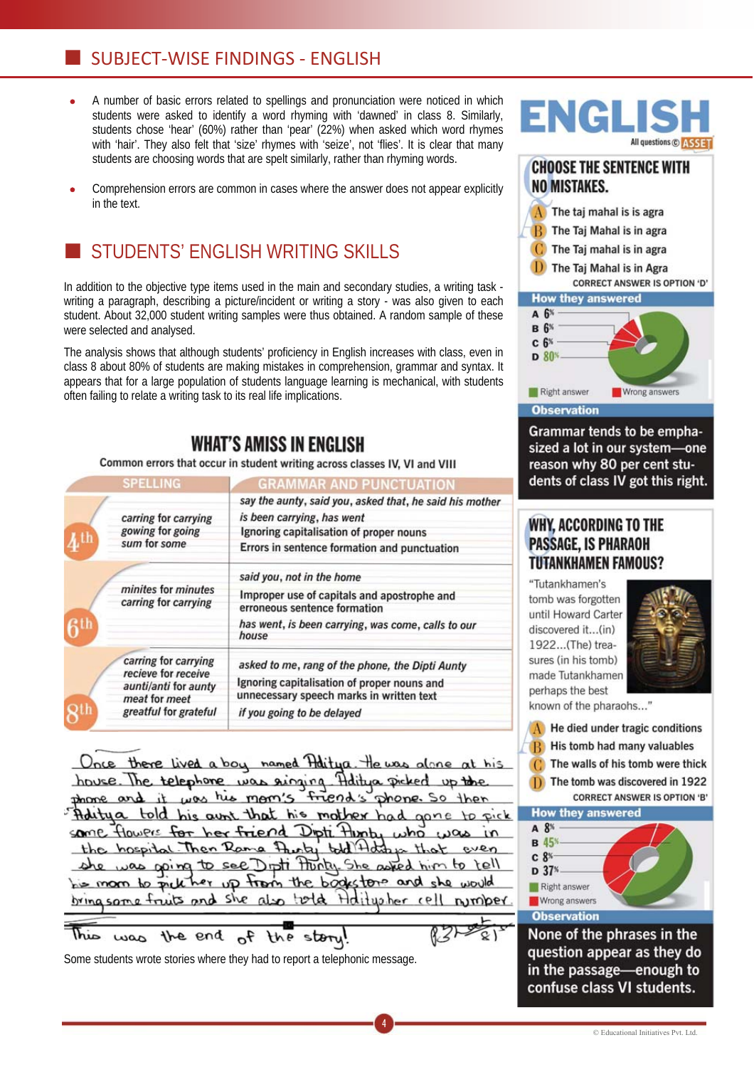## SUBJECT-WISE FINDINGS - ENGLISH

- A number of basic errors related to spellings and pronunciation were noticed in which students were asked to identify a word rhyming with 'dawned' in class 8. Similarly, students chose 'hear' (60%) rather than 'pear' (22%) when asked which word rhymes with 'hair'. They also felt that 'size' rhymes with 'seize', not 'flies'. It is clear that many students are choosing words that are spelt similarly, rather than rhyming words.
- Comprehension errors are common in cases where the answer does not appear explicitly in the text.

## STUDENTS' ENGLISH WRITING SKILLS

In addition to the objective type items used in the main and secondary studies, a writing task - writing a paragraph, describing a picture/incident or writing a story - was also given to each student. About 32,000 student writing samples were thus obtained. A random sample of these were selected and analysed.

The analysis shows that although students' proficiency in English increases with class, even in class 8 about 80% of students are making mistakes in comprehension, grammar and syntax. It appears that for a large population of students language learning is mechanical, with students often failing to relate a writing task to its real life implications.

### WHAT'S AMISS IN ENGLISH

Common errors that occur in student writing across classes IV, VI and VIII

| Class | SPELLING | GRAMMAR AND PUNCTUATION |
|---|---|---|
| 4th | *carring* for *carrying*; *gowing* for *going*; *sum* for *some* | *say the aunty, said you, asked that, he said his mother*; *is been carrying, has went*; Ignoring capitalisation of proper nouns; Errors in sentence formation and punctuation |
| 6th | *minites* for *minutes*; *carring* for *carrying* | *said you, not in the home*; Improper use of capitals and apostrophe and erroneous sentence formation; *has went, is been carrying, was come, calls to our house* |
| 8th | *carring* for *carrying*; *recieve* for *receive*; *aunti/anti* for *aunty*; *meat* for *meet*; *greatful* for *grateful* | *asked to me, rang of the phone, the Dipti Aunty*; Ignoring capitalisation of proper nouns and unnecessary speech marks in written text; *if you going to be delayed* |

Once there lived a boy named Aditya. He was alone at his house. The telephone was singing. Aditya picked up the phone and it was his mom's friend's phone. So then Aditya told his aunt that his mother had gone to pick some flowers for her friend Dipti Aunty who was in the hospital. Then Rama Aunty told Aditya that even she was going to see Dipti Aunty. She asked him to tell his mom to pick her up from the bookstore and she would bring some fruits and she also told Aditya her cell number.

This was the end of the story!

Some students wrote stories where they had to report a telephonic message.

# ENGLISH

All questions © ASSET

### CHOOSE THE SENTENCE WITH NO MISTAKES.

A. The taj mahal is is agra
B. The Taj Mahal is in agra
C. The Taj mahal is in agra
D. The Taj Mahal is in Agra

CORRECT ANSWER IS OPTION 'D'

**How they answered**

A 6%
B 6%
C 6%
D 80%

Right answer / Wrong answers

**Observation**

Grammar tends to be emphasized a lot in our system—one reason why 80 per cent students of class IV got this right.

### WHY, ACCORDING TO THE PASSAGE, IS PHARAOH TUTANKHAMEN FAMOUS?

"Tutankhamen's tomb was forgotten until Howard Carter discovered it...(in) 1922...(The) treasures (in his tomb) made Tutankhamen perhaps the best known of the pharaohs..."

A. He died under tragic conditions
B. His tomb had many valuables
C. The walls of his tomb were thick
D. The tomb was discovered in 1922

CORRECT ANSWER IS OPTION 'B'

**How they answered**

A 8%
B 45%
C 8%
D 37%

Right answer / Wrong answers

**Observation**

None of the phrases in the question appear as they do in the passage—enough to confuse class VI students.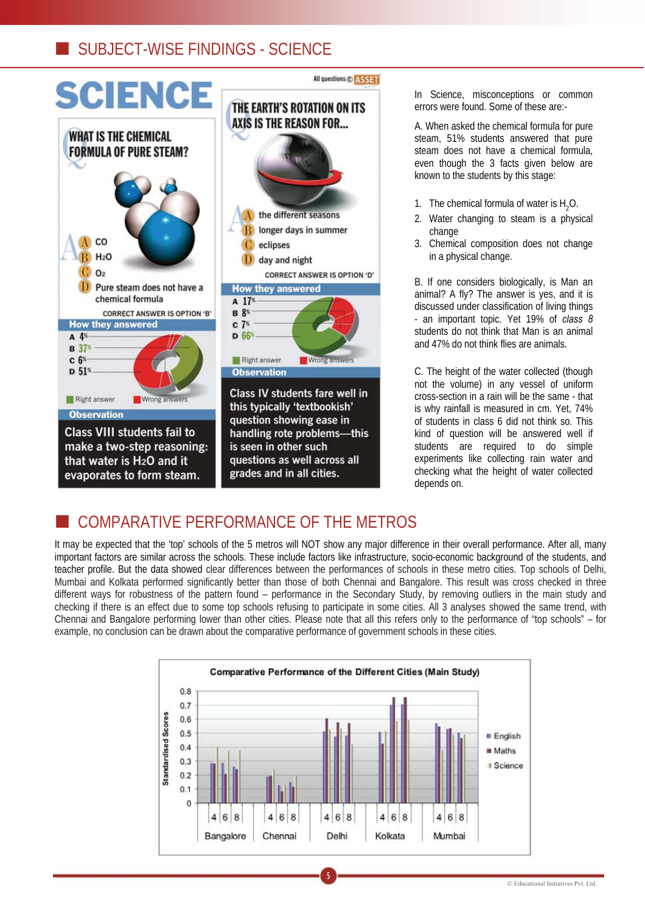## SUBJECT-WISE FINDINGS - SCIENCE

# SCIENCE

**WHAT IS THE CHEMICAL FORMULA OF PURE STEAM?**

A. CO
B. $H_2O$
C. $O_2$
D. Pure steam does not have a chemical formula

CORRECT ANSWER IS OPTION 'B'

**How they answered**

A 4%
B 37%
C 6%
D 51%

Right answer | Wrong answers

**Observation**

Class VIII students fail to make a two-step reasoning: that water is $H_2O$ and it evaporates to form steam.

All questions © ASSET

**THE EARTH'S ROTATION ON ITS AXIS IS THE REASON FOR...**

A. the different seasons
B. longer days in summer
C. eclipses
D. day and night

CORRECT ANSWER IS OPTION 'D'

**How they answered**

A 17%
B 8%
C 7%
D 66%

Right answer | Wrong answers

**Observation**

Class IV students fare well in this typically 'textbookish' question showing ease in handling rote problems—this is seen in other such questions as well across all grades and in all cities.

In Science, misconceptions or common errors were found. Some of these are:-

A. When asked the chemical formula for pure steam, 51% students answered that pure steam does not have a chemical formula, even though the 3 facts given below are known to the students by this stage:

1. The chemical formula of water is $H_2O$.
2. Water changing to steam is a physical change
3. Chemical composition does not change in a physical change.

B. If one considers biologically, is Man an animal? A fly? The answer is yes, and it is discussed under classification of living things - an important topic. Yet 19% of *class 8* students do not think that Man is an animal and 47% do not think flies are animals.

C. The height of the water collected (though not the volume) in any vessel of uniform cross-section in a rain will be the same - that is why rainfall is measured in cm. Yet, 74% of students in class 6 did not think so. This kind of question will be answered well if students are required to do simple experiments like collecting rain water and checking what the height of water collected depends on.

## COMPARATIVE PERFORMANCE OF THE METROS

It may be expected that the 'top' schools of the 5 metros will NOT show any major difference in their overall performance. After all, many important factors are similar across the schools. These include factors like infrastructure, socio-economic background of the students, and teacher profile. But the data showed clear differences between the performances of schools in these metro cities. Top schools of Delhi, Mumbai and Kolkata performed significantly better than those of both Chennai and Bangalore. This result was cross checked in three different ways for robustness of the pattern found – performance in the Secondary Study, by removing outliers in the main study and checking if there is an effect due to some top schools refusing to participate in some cities. All 3 analyses showed the same trend, with Chennai and Bangalore performing lower than other cities. Please note that all this refers only to the performance of "top schools" – for example, no conclusion can be drawn about the comparative performance of government schools in these cities.

**Comparative Performance of the Different Cities (Main Study)**

Standardised Scores (0 to 0.8) for English, Maths and Science, classes 4, 6, 8 in Bangalore, Chennai, Delhi, Kolkata, Mumbai.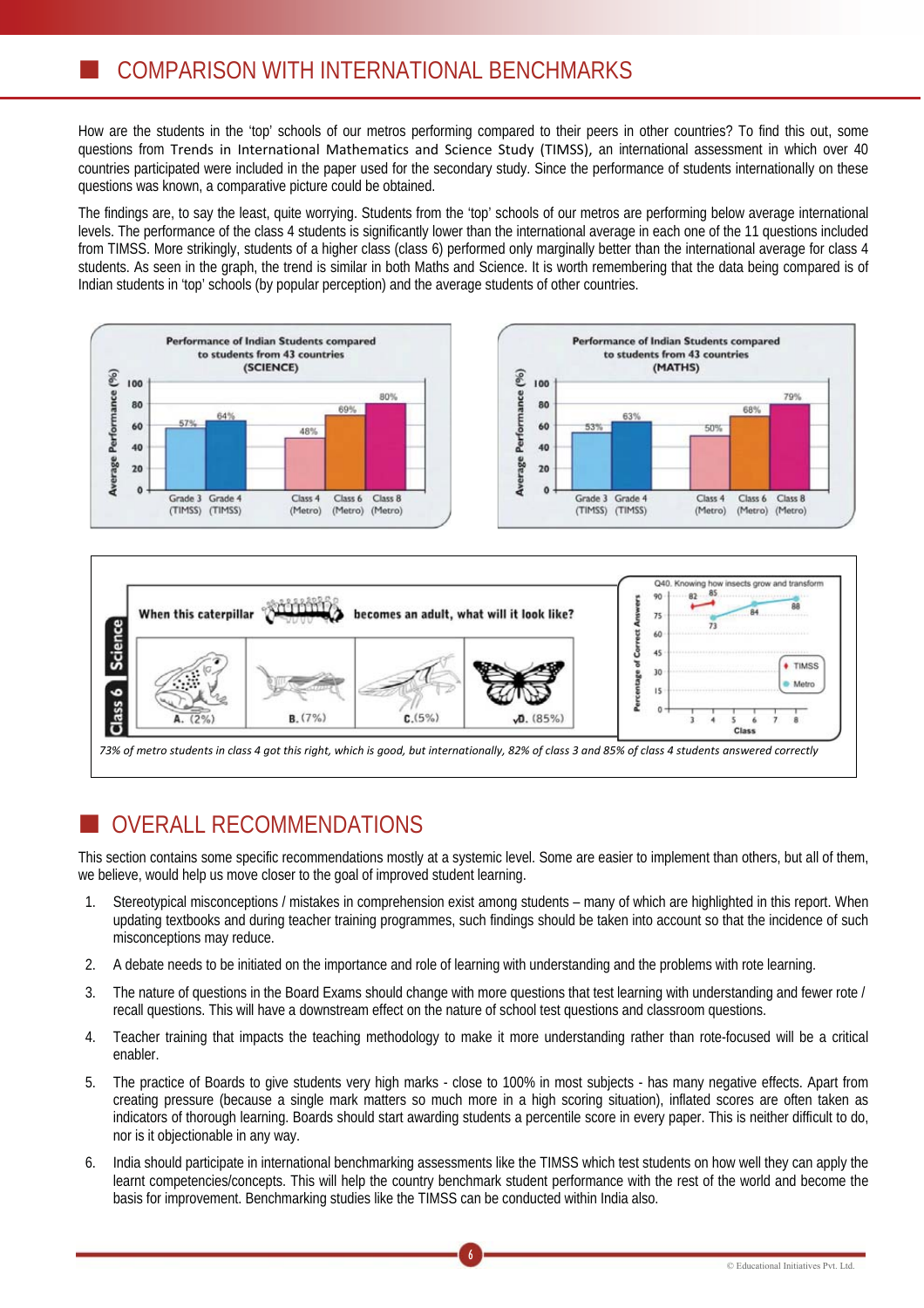## COMPARISON WITH INTERNATIONAL BENCHMARKS

How are the students in the 'top' schools of our metros performing compared to their peers in other countries? To find this out, some questions from Trends in International Mathematics and Science Study (TIMSS), an international assessment in which over 40 countries participated were included in the paper used for the secondary study. Since the performance of students internationally on these questions was known, a comparative picture could be obtained.

The findings are, to say the least, quite worrying. Students from the 'top' schools of our metros are performing below average international levels. The performance of the class 4 students is significantly lower than the international average in each one of the 11 questions included from TIMSS. More strikingly, students of a higher class (class 6) performed only marginally better than the international average for class 4 students. As seen in the graph, the trend is similar in both Maths and Science. It is worth remembering that the data being compared is of Indian students in 'top' schools (by popular perception) and the average students of other countries.

**Performance of Indian Students compared to students from 43 countries (SCIENCE)**

| | Grade 3 (TIMSS) | Grade 4 (TIMSS) | Class 4 (Metro) | Class 6 (Metro) | Class 8 (Metro) |
|---|---|---|---|---|---|
| Average Performance (%) | 57% | 64% | 48% | 69% | 80% |

**Performance of Indian Students compared to students from 43 countries (MATHS)**

| | Grade 3 (TIMSS) | Grade 4 (TIMSS) | Class 4 (Metro) | Class 6 (Metro) | Class 8 (Metro) |
|---|---|---|---|---|---|
| Average Performance (%) | 53% | 63% | 50% | 68% | 79% |

**Class 6 Science**

When this caterpillar becomes an adult, what will it look like?

A. (2%) B. (7%) C. (5%) ✓D. (85%)

Q40. Knowing how insects grow and transform

| Class | 3 | 4 | 6 | 8 |
|---|---|---|---|---|
| TIMSS | 82 | 85 | | |
| Metro | | 73 | 84 | 88 |

*73% of metro students in class 4 got this right, which is good, but internationally, 82% of class 3 and 85% of class 4 students answered correctly*

## OVERALL RECOMMENDATIONS

This section contains some specific recommendations mostly at a systemic level. Some are easier to implement than others, but all of them, we believe, would help us move closer to the goal of improved student learning.

1. Stereotypical misconceptions / mistakes in comprehension exist among students – many of which are highlighted in this report. When updating textbooks and during teacher training programmes, such findings should be taken into account so that the incidence of such misconceptions may reduce.
2. A debate needs to be initiated on the importance and role of learning with understanding and the problems with rote learning.
3. The nature of questions in the Board Exams should change with more questions that test learning with understanding and fewer rote / recall questions. This will have a downstream effect on the nature of school test questions and classroom questions.
4. Teacher training that impacts the teaching methodology to make it more understanding rather than rote-focused will be a critical enabler.
5. The practice of Boards to give students very high marks - close to 100% in most subjects - has many negative effects. Apart from creating pressure (because a single mark matters so much more in a high scoring situation), inflated scores are often taken as indicators of thorough learning. Boards should start awarding students a percentile score in every paper. This is neither difficult to do, nor is it objectionable in any way.
6. India should participate in international benchmarking assessments like the TIMSS which test students on how well they can apply the learnt competencies/concepts. This will help the country benchmark student performance with the rest of the world and become the basis for improvement. Benchmarking studies like the TIMSS can be conducted within India also.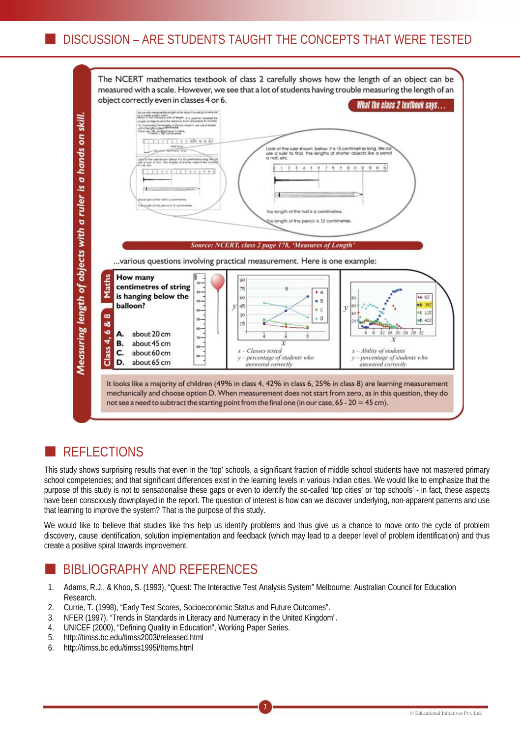## DISCUSSION – ARE STUDENTS TAUGHT THE CONCEPTS THAT WERE TESTED

**Measuring length of objects with a ruler is a hands on skill.**

The NCERT mathematics textbook of class 2 carefully shows how the length of an object can be measured with a scale. However, we see that a lot of students having trouble measuring the length of an object correctly even in classes 4 or 6.

*What the class 2 textbook says…*

Look at the ruler shown below. It is 15 centimetres long. We can use a ruler to find the lengths of shorter objects like a pencil, a nail, etc.

The length of the nail is 6 centimetres.

The length of the pencil is 12 centimetres.

*Source: NCERT, class 2 page 178, 'Measures of Length'*

…various questions involving practical measurement. Here is one example:

**Maths — Class 4, 6 & 8**

**How many centimetres of string is hanging below the balloon?**

A. about 20 cm
B. about 45 cm
C. about 60 cm
D. about 65 cm

*x – Classes tested*
*y – percentage of students who answered correctly*

*x – Ability of students*
*y – percentage of students who answered correctly*

A 6%, B 35%, C 13%, D 42%

It looks like a majority of children (49% in class 4, 42% in class 6, 25% in class 8) are learning measurement mechanically and choose option D. When measurement does not start from zero, as in this question, they do not see a need to subtract the starting point from the final one (in our case, 65 - 20 = 45 cm).

## REFLECTIONS

This study shows surprising results that even in the 'top' schools, a significant fraction of middle school students have not mastered primary school competencies; and that significant differences exist in the learning levels in various Indian cities. We would like to emphasize that the purpose of this study is not to sensationalise these gaps or even to identify the so-called 'top cities' or 'top schools' - in fact, these aspects have been consciously downplayed in the report. The question of interest is how can we discover underlying, non-apparent patterns and use that learning to improve the system? That is the purpose of this study.

We would like to believe that studies like this help us identify problems and thus give us a chance to move onto the cycle of problem discovery, cause identification, solution implementation and feedback (which may lead to a deeper level of problem identification) and thus create a positive spiral towards improvement.

## BIBLIOGRAPHY AND REFERENCES

1. Adams, R.J., & Khoo, S. (1993), "Quest: The Interactive Test Analysis System" Melbourne: Australian Council for Education Research.
2. Currie, T. (1998), "Early Test Scores, Socioeconomic Status and Future Outcomes".
3. NFER (1997). "Trends in Standards in Literacy and Numeracy in the United Kingdom".
4. UNICEF (2000), "Defining Quality in Education", Working Paper Series.
5. http://timss.bc.edu/timss2003i/released.html
6. http://timss.bc.edu/timss1995i/Items.html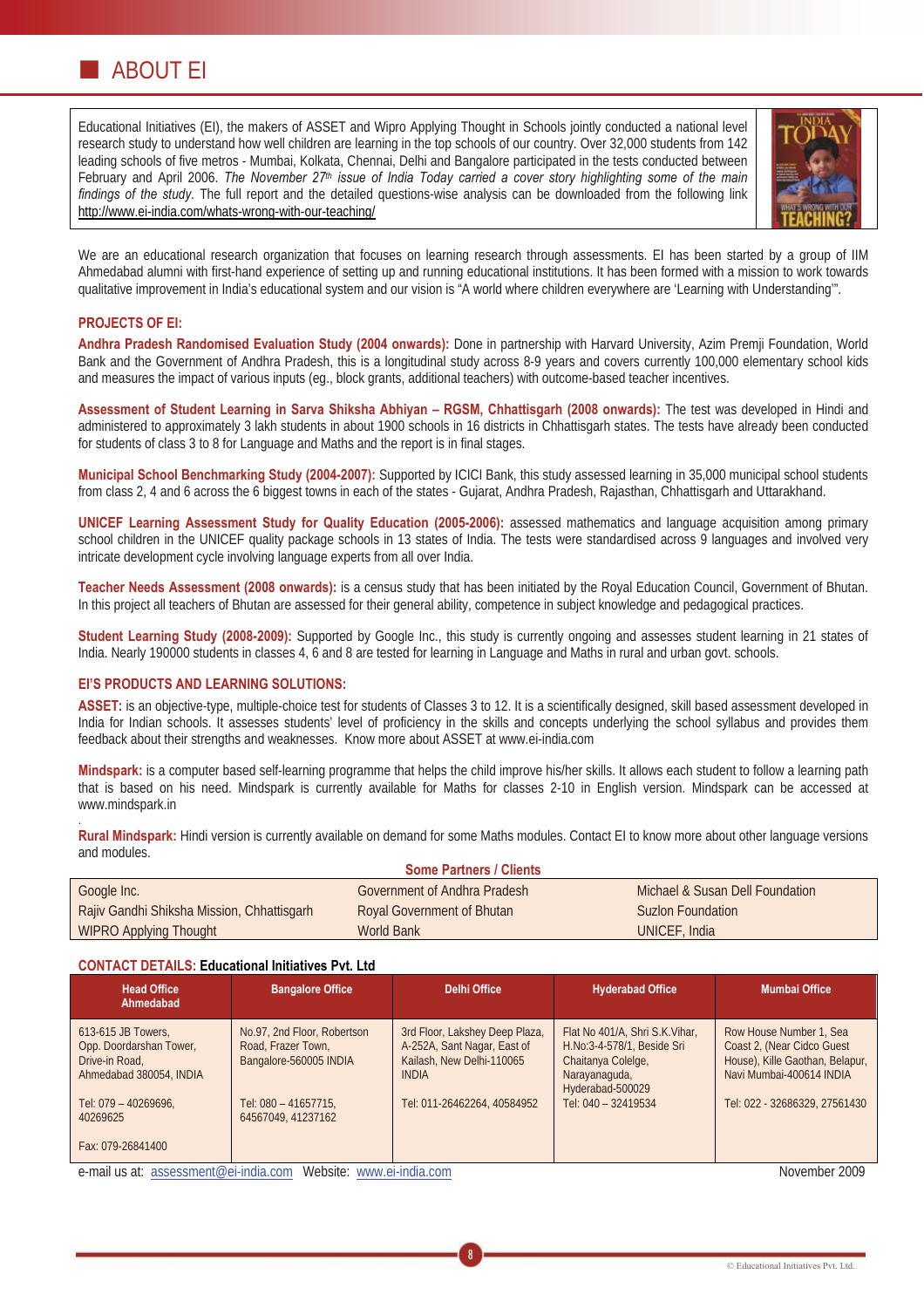## ABOUT EI

Educational Initiatives (EI), the makers of ASSET and Wipro Applying Thought in Schools jointly conducted a national level research study to understand how well children are learning in the top schools of our country. Over 32,000 students from 142 leading schools of five metros - Mumbai, Kolkata, Chennai, Delhi and Bangalore participated in the tests conducted between February and April 2006. *The November 27th issue of India Today carried a cover story highlighting some of the main findings of the study.* The full report and the detailed questions-wise analysis can be downloaded from the following link http://www.ei-india.com/whats-wrong-with-our-teaching/

We are an educational research organization that focuses on learning research through assessments. EI has been started by a group of IIM Ahmedabad alumni with first-hand experience of setting up and running educational institutions. It has been formed with a mission to work towards qualitative improvement in India's educational system and our vision is "A world where children everywhere are 'Learning with Understanding'".

### PROJECTS OF EI:

**Andhra Pradesh Randomised Evaluation Study (2004 onwards):** Done in partnership with Harvard University, Azim Premji Foundation, World Bank and the Government of Andhra Pradesh, this is a longitudinal study across 8-9 years and covers currently 100,000 elementary school kids and measures the impact of various inputs (eg., block grants, additional teachers) with outcome-based teacher incentives.

**Assessment of Student Learning in Sarva Shiksha Abhiyan – RGSM, Chhattisgarh (2008 onwards):** The test was developed in Hindi and administered to approximately 3 lakh students in about 1900 schools in 16 districts in Chhattisgarh states. The tests have already been conducted for students of class 3 to 8 for Language and Maths and the report is in final stages.

**Municipal School Benchmarking Study (2004-2007):** Supported by ICICI Bank, this study assessed learning in 35,000 municipal school students from class 2, 4 and 6 across the 6 biggest towns in each of the states - Gujarat, Andhra Pradesh, Rajasthan, Chhattisgarh and Uttarakhand.

**UNICEF Learning Assessment Study for Quality Education (2005-2006):** assessed mathematics and language acquisition among primary school children in the UNICEF quality package schools in 13 states of India. The tests were standardised across 9 languages and involved very intricate development cycle involving language experts from all over India.

**Teacher Needs Assessment (2008 onwards):** is a census study that has been initiated by the Royal Education Council, Government of Bhutan. In this project all teachers of Bhutan are assessed for their general ability, competence in subject knowledge and pedagogical practices.

**Student Learning Study (2008-2009):** Supported by Google Inc., this study is currently ongoing and assesses student learning in 21 states of India. Nearly 190000 students in classes 4, 6 and 8 are tested for learning in Language and Maths in rural and urban govt. schools.

### EI'S PRODUCTS AND LEARNING SOLUTIONS:

**ASSET:** is an objective-type, multiple-choice test for students of Classes 3 to 12. It is a scientifically designed, skill based assessment developed in India for Indian schools. It assesses students' level of proficiency in the skills and concepts underlying the school syllabus and provides them feedback about their strengths and weaknesses. Know more about ASSET at www.ei-india.com

**Mindspark:** is a computer based self-learning programme that helps the child improve his/her skills. It allows each student to follow a learning path that is based on his need. Mindspark is currently available for Maths for classes 2-10 in English version. Mindspark can be accessed at www.mindspark.in

**Rural Mindspark:** Hindi version is currently available on demand for some Maths modules. Contact EI to know more about other language versions and modules.

**Some Partners / Clients**

| | | |
|---|---|---|
| Google Inc. | Government of Andhra Pradesh | Michael & Susan Dell Foundation |
| Rajiv Gandhi Shiksha Mission, Chhattisgarh | Royal Government of Bhutan | Suzlon Foundation |
| WIPRO Applying Thought | World Bank | UNICEF, India |

**CONTACT DETAILS: Educational Initiatives Pvt. Ltd**

| Head Office Ahmedabad | Bangalore Office | Delhi Office | Hyderabad Office | Mumbai Office |
|---|---|---|---|---|
| 613-615 JB Towers, Opp. Doordarshan Tower, Drive-in Road, Ahmedabad 380054, INDIA<br><br>Tel: 079 – 40269696, 40269625<br><br>Fax: 079-26841400 | No.97, 2nd Floor, Robertson Road, Frazer Town, Bangalore-560005 INDIA<br><br>Tel: 080 – 41657715, 64567049, 41237162 | 3rd Floor, Lakshey Deep Plaza, A-252A, Sant Nagar, East of Kailash, New Delhi-110065 INDIA<br><br>Tel: 011-26462264, 40584952 | Flat No 401/A, Shri S.K.Vihar, H.No:3-4-578/1, Beside Sri Chaitanya Colelge, Narayanaguda, Hyderabad-500029<br>Tel: 040 – 32419534 | Row House Number 1, Sea Coast 2, (Near Cidco Guest House), Kille Gaothan, Belapur, Navi Mumbai-400614 INDIA<br><br>Tel: 022 - 32686329, 27561430 |

e-mail us at: assessment@ei-india.com Website: www.ei-india.com

November 2009